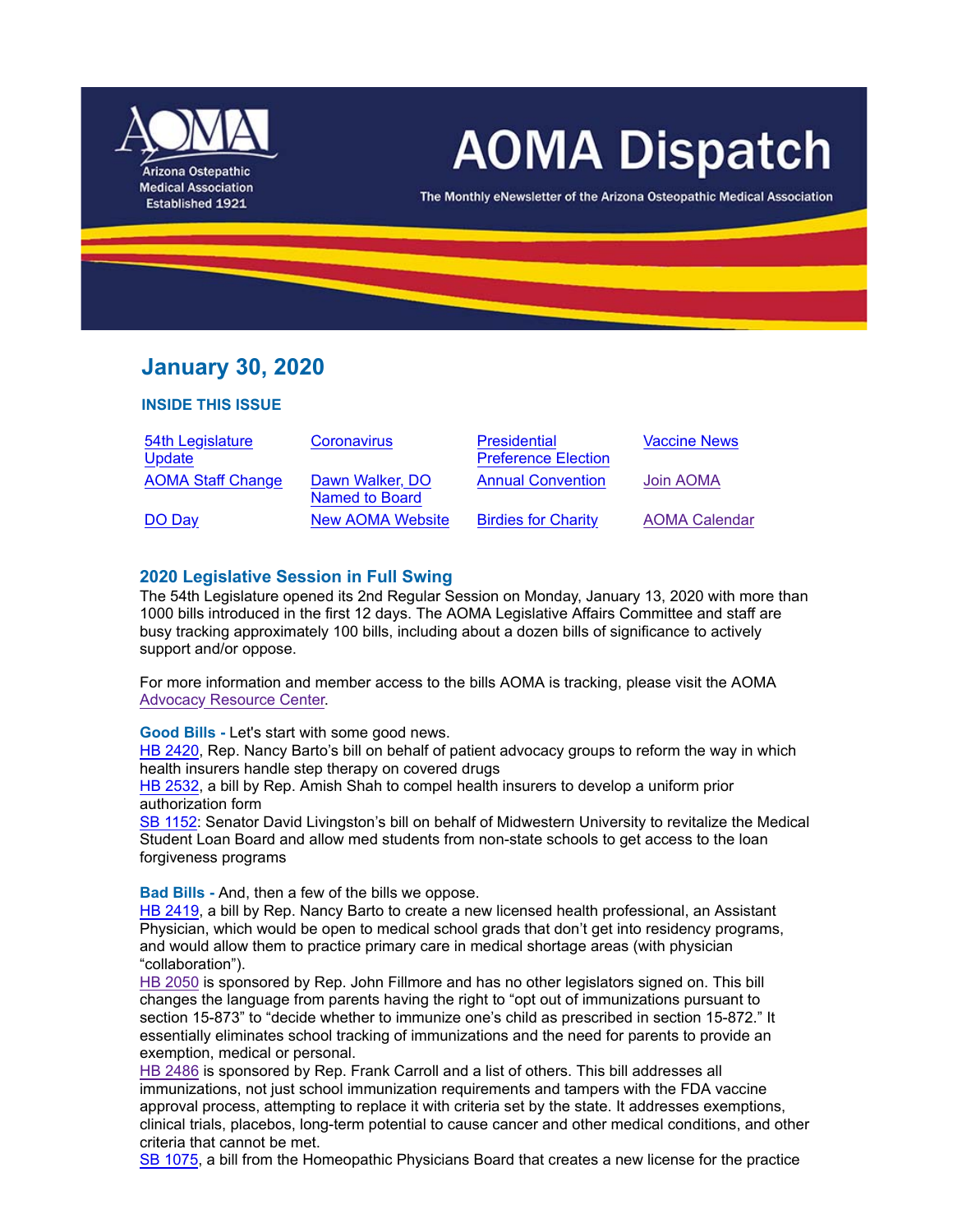# AOMA Dispatch

Arizona Osteopathic Medical Association
Established 1921

The Monthly eNewsletter of the Arizona Osteopathic Medical Association

## January 30, 2020

### INSIDE THIS ISSUE

| | | | |
|---|---|---|---|
| 54th Legislature Update | Coronavirus | Presidential Preference Election | Vaccine News |
| AOMA Staff Change | Dawn Walker, DO Named to Board | Annual Convention | Join AOMA |
| DO Day | New AOMA Website | Birdies for Charity | AOMA Calendar |

### 2020 Legislative Session in Full Swing

The 54th Legislature opened its 2nd Regular Session on Monday, January 13, 2020 with more than 1000 bills introduced in the first 12 days. The AOMA Legislative Affairs Committee and staff are busy tracking approximately 100 bills, including about a dozen bills of significance to actively support and/or oppose.

For more information and member access to the bills AOMA is tracking, please visit the AOMA Advocacy Resource Center.

**Good Bills -** Let's start with some good news.
HB 2420, Rep. Nancy Barto's bill on behalf of patient advocacy groups to reform the way in which health insurers handle step therapy on covered drugs
HB 2532, a bill by Rep. Amish Shah to compel health insurers to develop a uniform prior authorization form
SB 1152: Senator David Livingston's bill on behalf of Midwestern University to revitalize the Medical Student Loan Board and allow med students from non-state schools to get access to the loan forgiveness programs

**Bad Bills -** And, then a few of the bills we oppose.
HB 2419, a bill by Rep. Nancy Barto to create a new licensed health professional, an Assistant Physician, which would be open to medical school grads that don't get into residency programs, and would allow them to practice primary care in medical shortage areas (with physician "collaboration").
HB 2050 is sponsored by Rep. John Fillmore and has no other legislators signed on. This bill changes the language from parents having the right to "opt out of immunizations pursuant to section 15-873" to "decide whether to immunize one's child as prescribed in section 15-872." It essentially eliminates school tracking of immunizations and the need for parents to provide an exemption, medical or personal.
HB 2486 is sponsored by Rep. Frank Carroll and a list of others. This bill addresses all immunizations, not just school immunization requirements and tampers with the FDA vaccine approval process, attempting to replace it with criteria set by the state. It addresses exemptions, clinical trials, placebos, long-term potential to cause cancer and other medical conditions, and other criteria that cannot be met.
SB 1075, a bill from the Homeopathic Physicians Board that creates a new license for the practice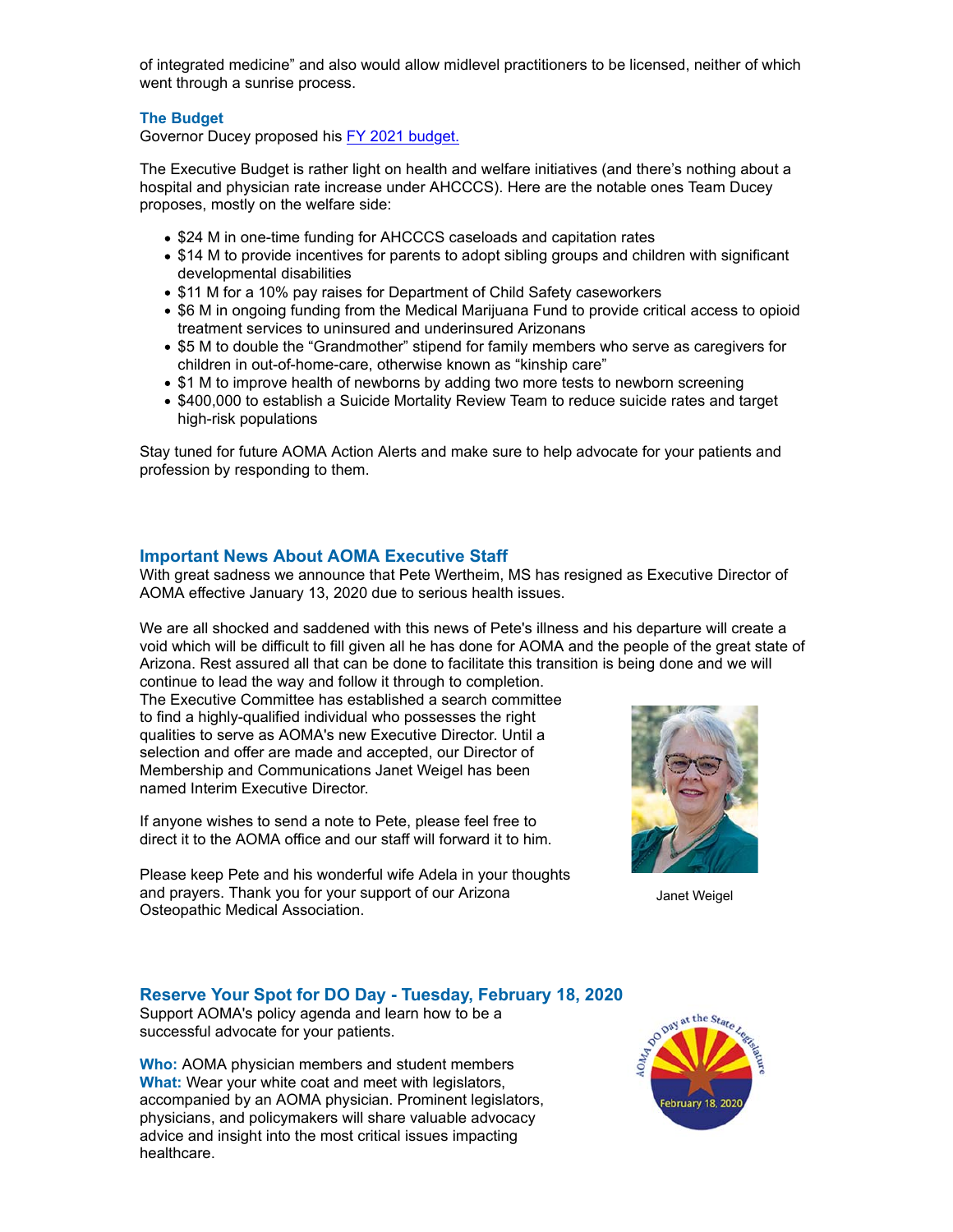of integrated medicine" and also would allow midlevel practitioners to be licensed, neither of which went through a sunrise process.

### The Budget

Governor Ducey proposed his FY 2021 budget.

The Executive Budget is rather light on health and welfare initiatives (and there's nothing about a hospital and physician rate increase under AHCCCS). Here are the notable ones Team Ducey proposes, mostly on the welfare side:

- $24 M in one-time funding for AHCCCS caseloads and capitation rates
- $14 M to provide incentives for parents to adopt sibling groups and children with significant developmental disabilities
- $11 M for a 10% pay raises for Department of Child Safety caseworkers
- $6 M in ongoing funding from the Medical Marijuana Fund to provide critical access to opioid treatment services to uninsured and underinsured Arizonans
- $5 M to double the "Grandmother" stipend for family members who serve as caregivers for children in out-of-home-care, otherwise known as "kinship care"
- $1 M to improve health of newborns by adding two more tests to newborn screening
- $400,000 to establish a Suicide Mortality Review Team to reduce suicide rates and target high-risk populations

Stay tuned for future AOMA Action Alerts and make sure to help advocate for your patients and profession by responding to them.

## Important News About AOMA Executive Staff

With great sadness we announce that Pete Wertheim, MS has resigned as Executive Director of AOMA effective January 13, 2020 due to serious health issues.

We are all shocked and saddened with this news of Pete's illness and his departure will create a void which will be difficult to fill given all he has done for AOMA and the people of the great state of Arizona. Rest assured all that can be done to facilitate this transition is being done and we will continue to lead the way and follow it through to completion.
The Executive Committee has established a search committee to find a highly-qualified individual who possesses the right qualities to serve as AOMA's new Executive Director. Until a selection and offer are made and accepted, our Director of Membership and Communications Janet Weigel has been named Interim Executive Director.

If anyone wishes to send a note to Pete, please feel free to direct it to the AOMA office and our staff will forward it to him.

Please keep Pete and his wonderful wife Adela in your thoughts and prayers. Thank you for your support of our Arizona Osteopathic Medical Association.

Janet Weigel

## Reserve Your Spot for DO Day - Tuesday, February 18, 2020

Support AOMA's policy agenda and learn how to be a successful advocate for your patients.

**Who:** AOMA physician members and student members
**What:** Wear your white coat and meet with legislators, accompanied by an AOMA physician. Prominent legislators, physicians, and policymakers will share valuable advocacy advice and insight into the most critical issues impacting healthcare.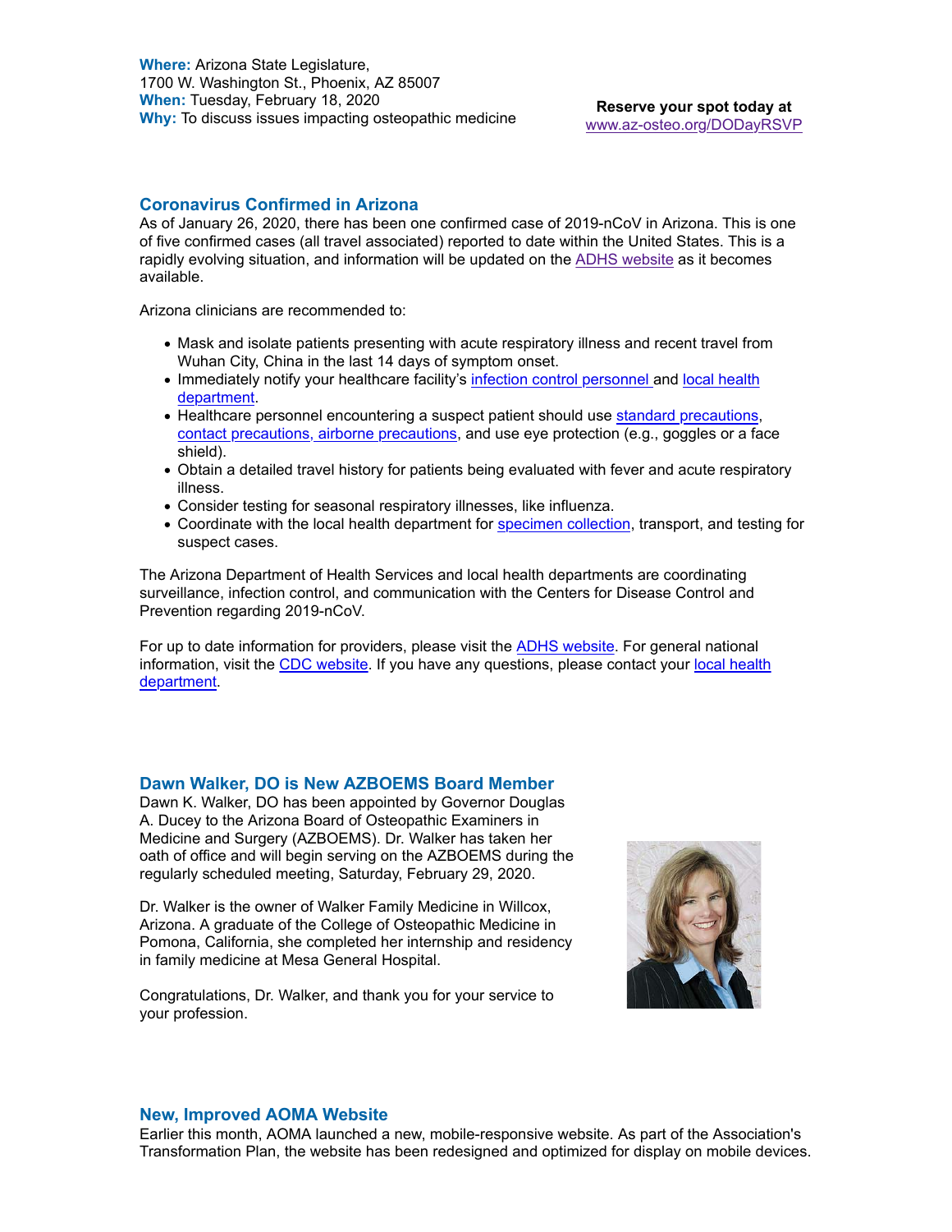**Where:** Arizona State Legislature,
1700 W. Washington St., Phoenix, AZ 85007
**When:** Tuesday, February 18, 2020
**Why:** To discuss issues impacting osteopathic medicine

**Reserve your spot today at**
www.az-osteo.org/DODayRSVP

## Coronavirus Confirmed in Arizona

As of January 26, 2020, there has been one confirmed case of 2019-nCoV in Arizona. This is one of five confirmed cases (all travel associated) reported to date within the United States. This is a rapidly evolving situation, and information will be updated on the ADHS website as it becomes available.

Arizona clinicians are recommended to:

- Mask and isolate patients presenting with acute respiratory illness and recent travel from Wuhan City, China in the last 14 days of symptom onset.
- Immediately notify your healthcare facility's infection control personnel and local health department.
- Healthcare personnel encountering a suspect patient should use standard precautions, contact precautions, airborne precautions, and use eye protection (e.g., goggles or a face shield).
- Obtain a detailed travel history for patients being evaluated with fever and acute respiratory illness.
- Consider testing for seasonal respiratory illnesses, like influenza.
- Coordinate with the local health department for specimen collection, transport, and testing for suspect cases.

The Arizona Department of Health Services and local health departments are coordinating surveillance, infection control, and communication with the Centers for Disease Control and Prevention regarding 2019-nCoV.

For up to date information for providers, please visit the ADHS website. For general national information, visit the CDC website. If you have any questions, please contact your local health department.

## Dawn Walker, DO is New AZBOEMS Board Member

Dawn K. Walker, DO has been appointed by Governor Douglas A. Ducey to the Arizona Board of Osteopathic Examiners in Medicine and Surgery (AZBOEMS). Dr. Walker has taken her oath of office and will begin serving on the AZBOEMS during the regularly scheduled meeting, Saturday, February 29, 2020.

Dr. Walker is the owner of Walker Family Medicine in Willcox, Arizona. A graduate of the College of Osteopathic Medicine in Pomona, California, she completed her internship and residency in family medicine at Mesa General Hospital.

Congratulations, Dr. Walker, and thank you for your service to your profession.

## New, Improved AOMA Website

Earlier this month, AOMA launched a new, mobile-responsive website. As part of the Association's Transformation Plan, the website has been redesigned and optimized for display on mobile devices.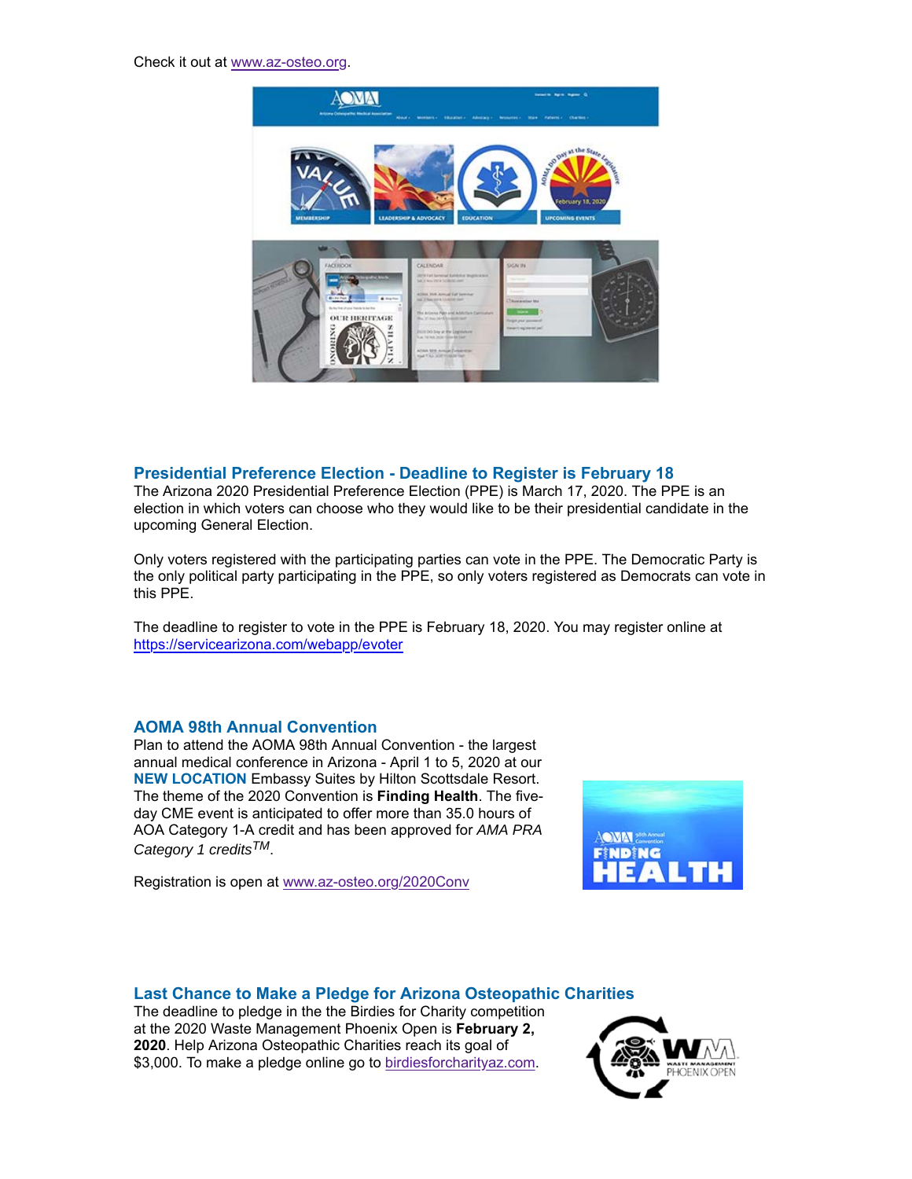Check it out at www.az-osteo.org.

## Presidential Preference Election - Deadline to Register is February 18

The Arizona 2020 Presidential Preference Election (PPE) is March 17, 2020. The PPE is an election in which voters can choose who they would like to be their presidential candidate in the upcoming General Election.

Only voters registered with the participating parties can vote in the PPE. The Democratic Party is the only political party participating in the PPE, so only voters registered as Democrats can vote in this PPE.

The deadline to register to vote in the PPE is February 18, 2020. You may register online at https://servicearizona.com/webapp/evoter

## AOMA 98th Annual Convention

Plan to attend the AOMA 98th Annual Convention - the largest annual medical conference in Arizona - April 1 to 5, 2020 at our **NEW LOCATION** Embassy Suites by Hilton Scottsdale Resort. The theme of the 2020 Convention is **Finding Health**. The five-day CME event is anticipated to offer more than 35.0 hours of AOA Category 1-A credit and has been approved for *AMA PRA Category 1 credits™*.

Registration is open at www.az-osteo.org/2020Conv

## Last Chance to Make a Pledge for Arizona Osteopathic Charities

The deadline to pledge in the the Birdies for Charity competition at the 2020 Waste Management Phoenix Open is **February 2, 2020**. Help Arizona Osteopathic Charities reach its goal of $3,000. To make a pledge online go to birdiesforcharityaz.com.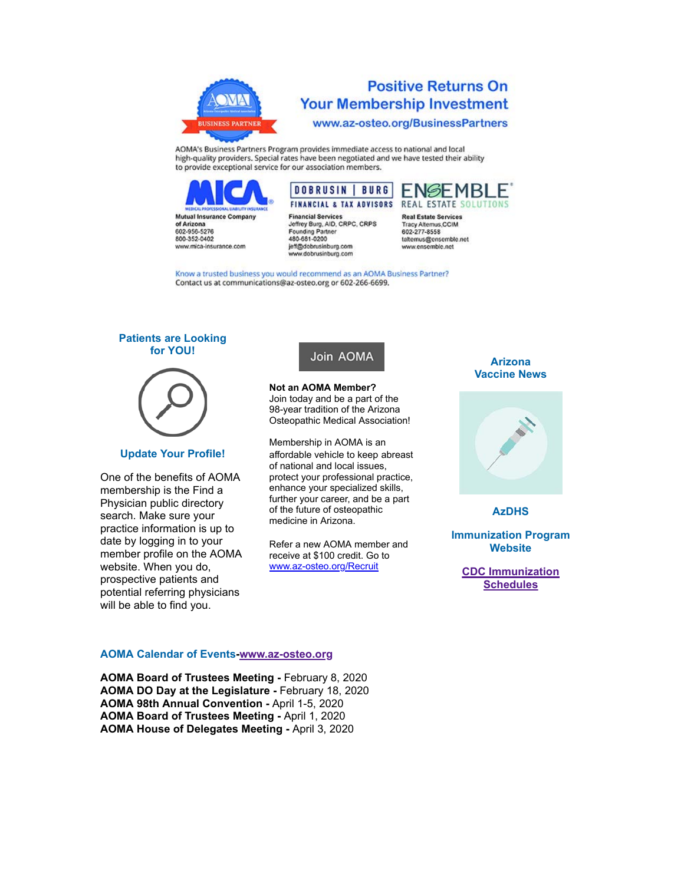## Positive Returns On Your Membership Investment

www.az-osteo.org/BusinessPartners

AOMA's Business Partners Program provides immediate access to national and local high-quality providers. Special rates have been negotiated and we have tested their ability to provide exceptional service for our association members.

**Mutual Insurance Company of Arizona**
602-956-5276
800-352-0402
www.mica-insurance.com

**Financial Services**
Jeffrey Burg, AID, CRPC, CRPS
Founding Partner
480-681-0200
jeff@dobrusinburg.com
www.dobrusinburg.com

**Real Estate Services**
Tracy Altemus,CCIM
602-277-8558
taltemus@ensemble.net
www.ensemble.net

Know a trusted business you would recommend as an AOMA Business Partner?
Contact us at communications@az-osteo.org or 602-266-6699.

### Patients are Looking for YOU!

### Update Your Profile!

One of the benefits of AOMA membership is the Find a Physician public directory search. Make sure your practice information is up to date by logging in to your member profile on the AOMA website. When you do, prospective patients and potential referring physicians will be able to find you.

Join AOMA

**Not an AOMA Member?**
Join today and be a part of the 98-year tradition of the Arizona Osteopathic Medical Association!

Membership in AOMA is an affordable vehicle to keep abreast of national and local issues, protect your professional practice, enhance your specialized skills, further your career, and be a part of the future of osteopathic medicine in Arizona.

Refer a new AOMA member and receive at $100 credit. Go to www.az-osteo.org/Recruit

### Arizona Vaccine News

**AzDHS**

**Immunization Program Website**

**CDC Immunization Schedules**

### AOMA Calendar of Events-www.az-osteo.org

**AOMA Board of Trustees Meeting -** February 8, 2020
**AOMA DO Day at the Legislature -** February 18, 2020
**AOMA 98th Annual Convention -** April 1-5, 2020
**AOMA Board of Trustees Meeting -** April 1, 2020
**AOMA House of Delegates Meeting -** April 3, 2020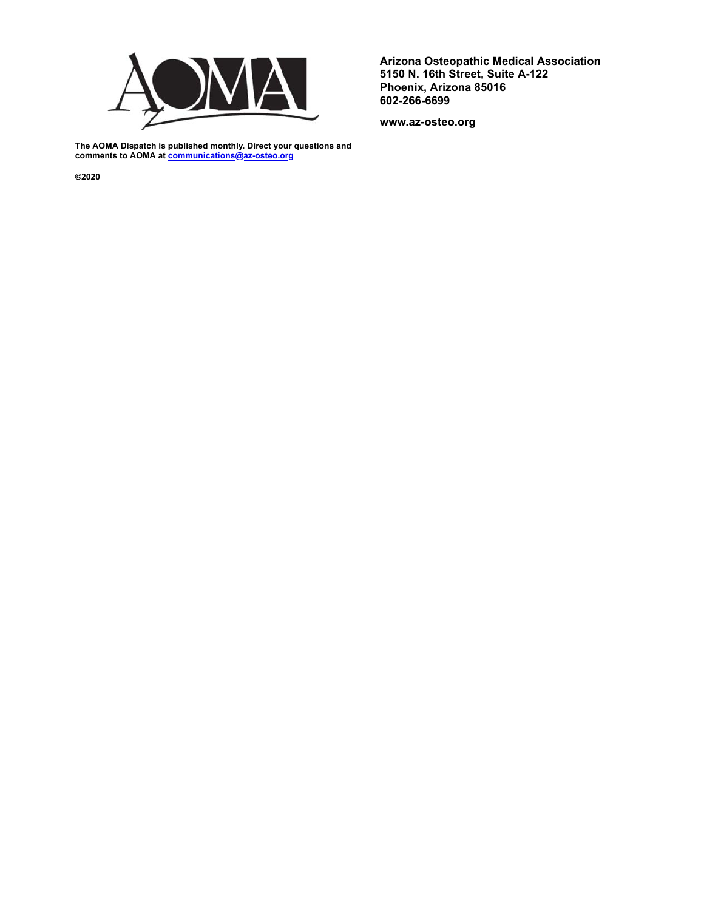**Arizona Osteopathic Medical Association**
**5150 N. 16th Street, Suite A-122**
**Phoenix, Arizona 85016**
**602-266-6699**

**www.az-osteo.org**

**The AOMA Dispatch is published monthly. Direct your questions and comments to AOMA at communications@az-osteo.org**

**©2020**